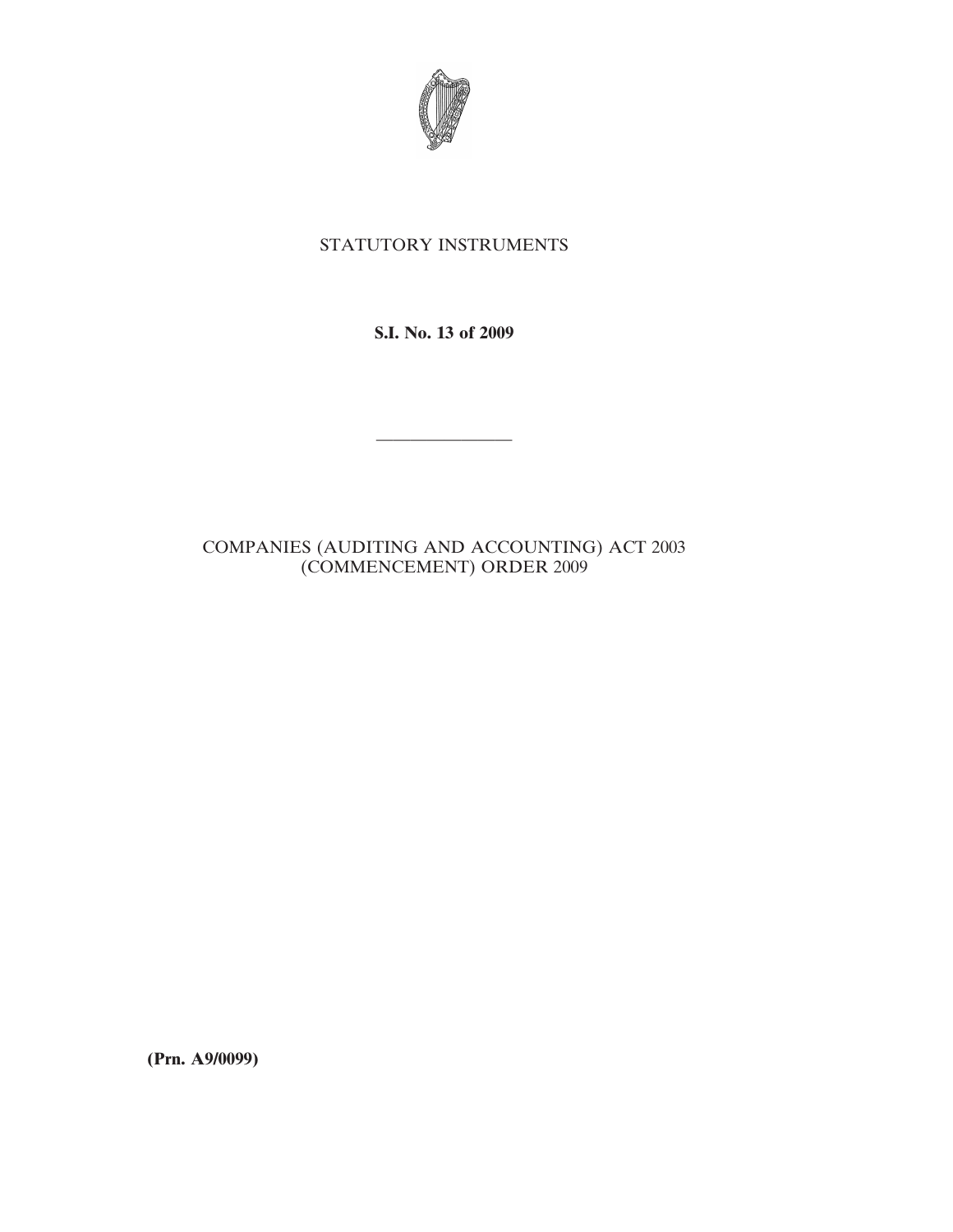STATUTORY INSTRUMENTS

**S.I. No. 13 of 2009**

---

COMPANIES (AUDITING AND ACCOUNTING) ACT 2003 (COMMENCEMENT) ORDER 2009

**(Prn. A9/0099)**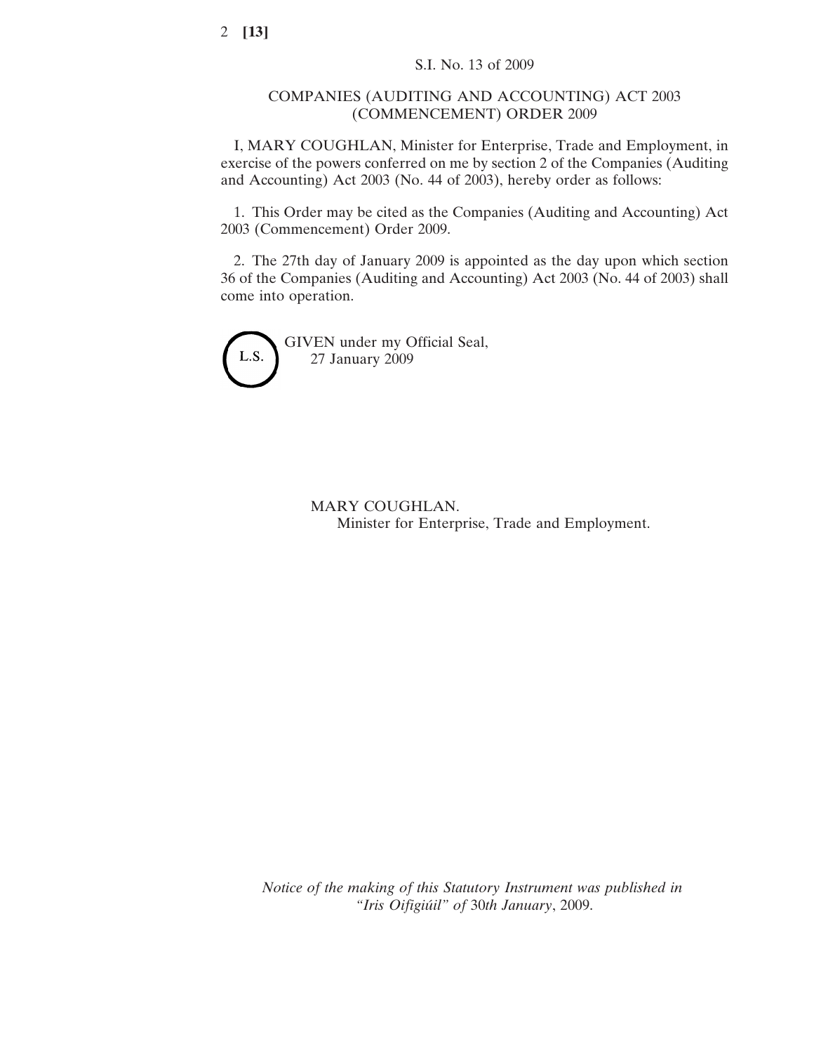S.I. No. 13 of 2009

# COMPANIES (AUDITING AND ACCOUNTING) ACT 2003 (COMMENCEMENT) ORDER 2009

I, MARY COUGHLAN, Minister for Enterprise, Trade and Employment, in exercise of the powers conferred on me by section 2 of the Companies (Auditing and Accounting) Act 2003 (No. 44 of 2003), hereby order as follows:

1. This Order may be cited as the Companies (Auditing and Accounting) Act 2003 (Commencement) Order 2009.

2. The 27th day of January 2009 is appointed as the day upon which section 36 of the Companies (Auditing and Accounting) Act 2003 (No. 44 of 2003) shall come into operation.

L.S.

GIVEN under my Official Seal,
27 January 2009

MARY COUGHLAN.
Minister for Enterprise, Trade and Employment.

*Notice of the making of this Statutory Instrument was published in "Iris Oifigiúil" of* 30*th January*, 2009.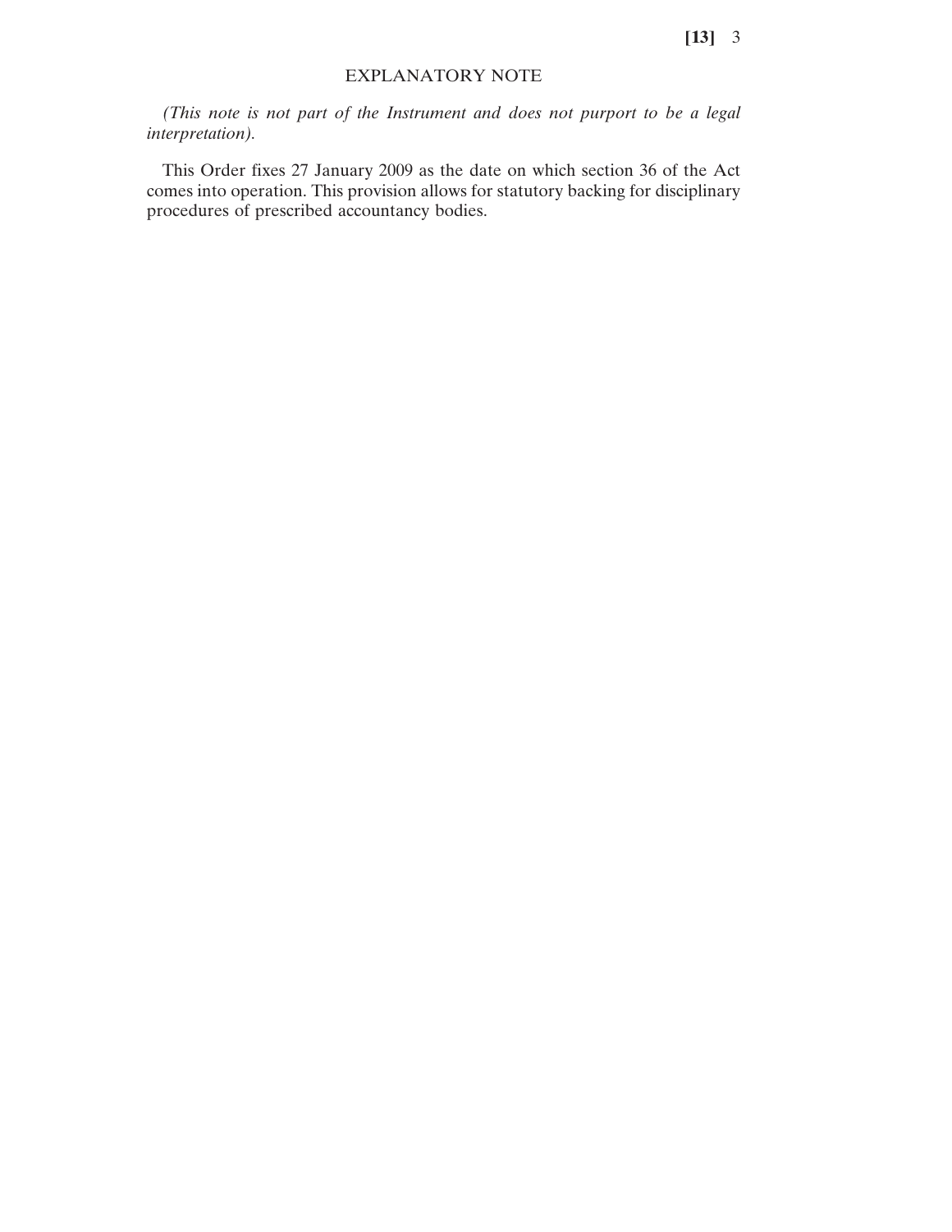## EXPLANATORY NOTE

*(This note is not part of the Instrument and does not purport to be a legal interpretation).*

This Order fixes 27 January 2009 as the date on which section 36 of the Act comes into operation. This provision allows for statutory backing for disciplinary procedures of prescribed accountancy bodies.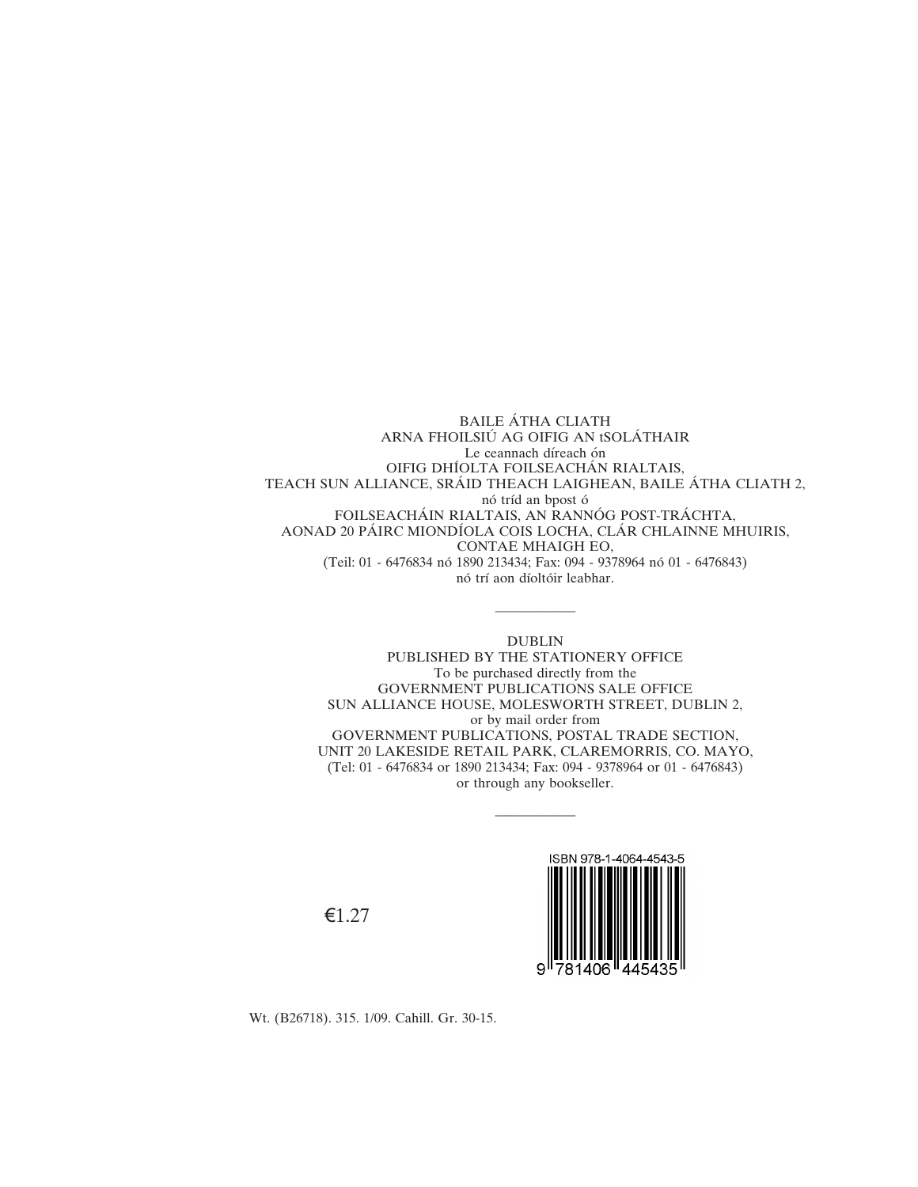BAILE ÁTHA CLIATH
ARNA FHOILSIÚ AG OIFIG AN tSOLÁTHAIR
Le ceannach díreach ón
OIFIG DHÍOLTA FOILSEACHÁN RIALTAIS,
TEACH SUN ALLIANCE, SRÁID THEACH LAIGHEAN, BAILE ÁTHA CLIATH 2,
nó tríd an bpost ó
FOILSEACHÁIN RIALTAIS, AN RANNÓG POST-TRÁCHTA,
AONAD 20 PÁIRC MIONDÍOLA COIS LOCHA, CLÁR CHLAINNE MHUIRIS,
CONTAE MHAIGH EO,
(Teil: 01 - 6476834 nó 1890 213434; Fax: 094 - 9378964 nó 01 - 6476843)
nó trí aon díoltóir leabhar.

---

DUBLIN
PUBLISHED BY THE STATIONERY OFFICE
To be purchased directly from the
GOVERNMENT PUBLICATIONS SALE OFFICE
SUN ALLIANCE HOUSE, MOLESWORTH STREET, DUBLIN 2,
or by mail order from
GOVERNMENT PUBLICATIONS, POSTAL TRADE SECTION,
UNIT 20 LAKESIDE RETAIL PARK, CLAREMORRIS, CO. MAYO,
(Tel: 01 - 6476834 or 1890 213434; Fax: 094 - 9378964 or 01 - 6476843)
or through any bookseller.

---

€1.27

ISBN 978-1-4064-4543-5

9 781406 445435

Wt. (B26718). 315. 1/09. Cahill. Gr. 30-15.